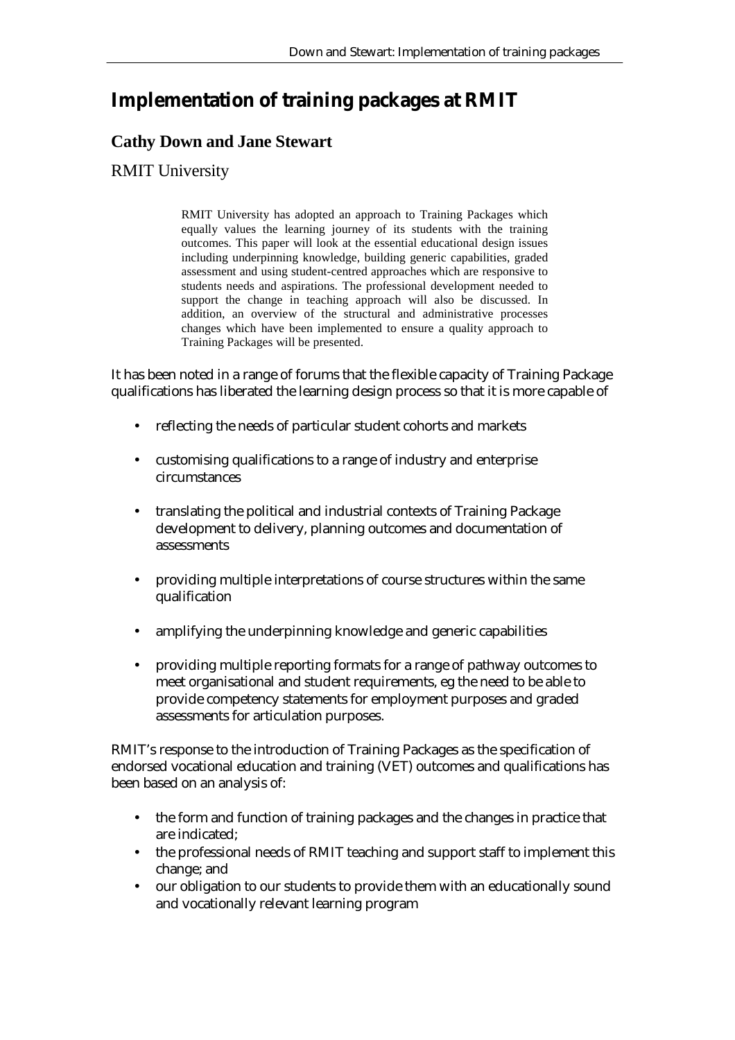# Implementation of training packages at RMIT

## Cathy Down and Jane Stewart

RMIT University

> RMIT University has adopted an approach to Training Packages which equally values the learning journey of its students with the training outcomes. This paper will look at the essential educational design issues including underpinning knowledge, building generic capabilities, graded assessment and using student-centred approaches which are responsive to students needs and aspirations. The professional development needed to support the change in teaching approach will also be discussed. In addition, an overview of the structural and administrative processes changes which have been implemented to ensure a quality approach to Training Packages will be presented.

It has been noted in a range of forums that the flexible capacity of Training Package qualifications has liberated the learning design process so that it is more capable of

- reflecting the needs of particular student cohorts and markets
- customising qualifications to a range of industry and enterprise circumstances
- translating the political and industrial contexts of Training Package development to delivery, planning outcomes and documentation of assessments
- providing multiple interpretations of course structures within the same qualification
- amplifying the underpinning knowledge and generic capabilities
- providing multiple reporting formats for a range of pathway outcomes to meet organisational and student requirements, eg the need to be able to provide competency statements for employment purposes and graded assessments for articulation purposes.

RMIT's response to the introduction of Training Packages as the specification of endorsed vocational education and training (VET) outcomes and qualifications has been based on an analysis of:

- the form and function of training packages and the changes in practice that are indicated;
- the professional needs of RMIT teaching and support staff to implement this change; and
- our obligation to our students to provide them with an educationally sound and vocationally relevant learning program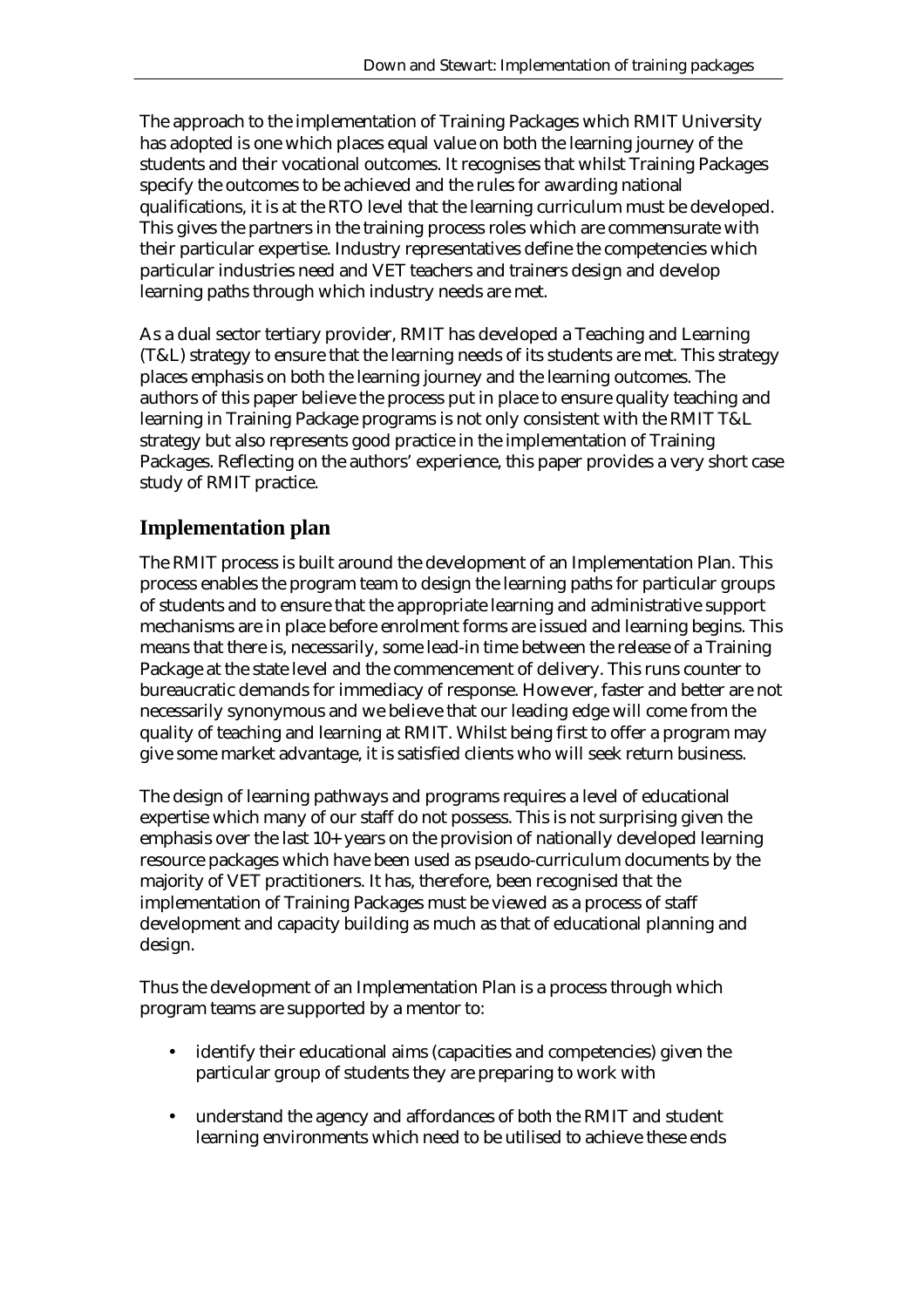The approach to the implementation of Training Packages which RMIT University has adopted is one which places equal value on both the learning journey of the students and their vocational outcomes. It recognises that whilst Training Packages specify the outcomes to be achieved and the rules for awarding national qualifications, it is at the RTO level that the learning curriculum must be developed. This gives the partners in the training process roles which are commensurate with their particular expertise. Industry representatives define the competencies which particular industries need and VET teachers and trainers design and develop learning paths through which industry needs are met.

As a dual sector tertiary provider, RMIT has developed a Teaching and Learning (T&L) strategy to ensure that the learning needs of its students are met. This strategy places emphasis on both the learning journey and the learning outcomes. The authors of this paper believe the process put in place to ensure quality teaching and learning in Training Package programs is not only consistent with the RMIT T&L strategy but also represents good practice in the implementation of Training Packages. Reflecting on the authors' experience, this paper provides a very short case study of RMIT practice.

## Implementation plan

The RMIT process is built around the development of an Implementation Plan. This process enables the program team to design the learning paths for particular groups of students and to ensure that the appropriate learning and administrative support mechanisms are in place before enrolment forms are issued and learning begins. This means that there is, necessarily, some lead-in time between the release of a Training Package at the state level and the commencement of delivery. This runs counter to bureaucratic demands for immediacy of response. However, faster and better are not necessarily synonymous and we believe that our leading edge will come from the quality of teaching and learning at RMIT. Whilst being first to offer a program may give some market advantage, it is satisfied clients who will seek return business.

The design of learning pathways and programs requires a level of educational expertise which many of our staff do not possess. This is not surprising given the emphasis over the last 10+ years on the provision of nationally developed learning resource packages which have been used as pseudo-curriculum documents by the majority of VET practitioners. It has, therefore, been recognised that the implementation of Training Packages must be viewed as a process of staff development and capacity building as much as that of educational planning and design.

Thus the development of an Implementation Plan is a process through which program teams are supported by a mentor to:

- identify their educational aims (capacities and competencies) given the particular group of students they are preparing to work with
- understand the agency and affordances of both the RMIT and student learning environments which need to be utilised to achieve these ends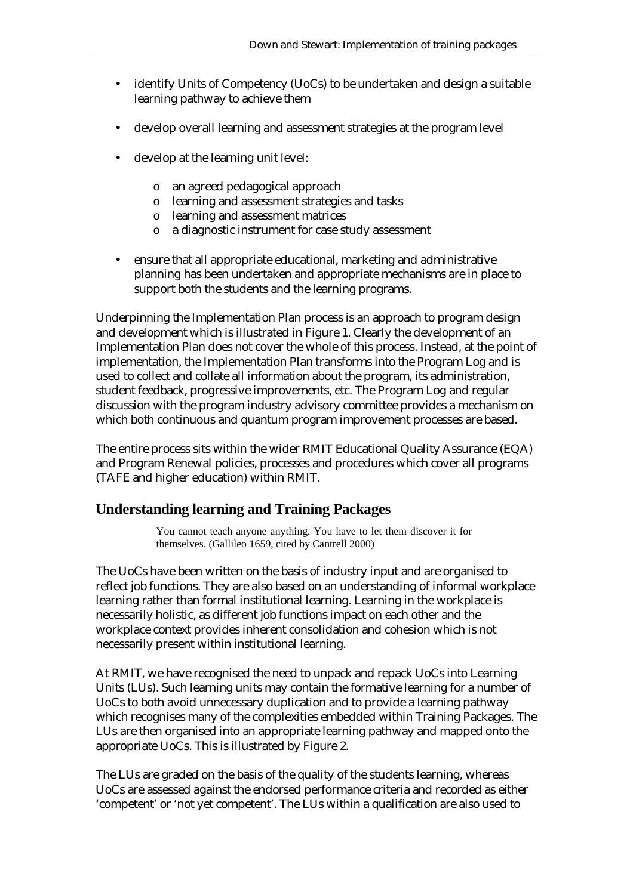- identify Units of Competency (UoCs) to be undertaken and design a suitable learning pathway to achieve them
- develop overall learning and assessment strategies at the program level
- develop at the learning unit level:
  - an agreed pedagogical approach
  - learning and assessment strategies and tasks
  - learning and assessment matrices
  - a diagnostic instrument for case study assessment
- ensure that all appropriate educational, marketing and administrative planning has been undertaken and appropriate mechanisms are in place to support both the students and the learning programs.

Underpinning the Implementation Plan process is an approach to program design and development which is illustrated in Figure 1. Clearly the development of an Implementation Plan does not cover the whole of this process. Instead, at the point of implementation, the Implementation Plan transforms into the Program Log and is used to collect and collate all information about the program, its administration, student feedback, progressive improvements, etc. The Program Log and regular discussion with the program industry advisory committee provides a mechanism on which both continuous and quantum program improvement processes are based.

The entire process sits within the wider RMIT Educational Quality Assurance (EQA) and Program Renewal policies, processes and procedures which cover all programs (TAFE and higher education) within RMIT.

## Understanding learning and Training Packages

> You cannot teach anyone anything. You have to let them discover it for themselves. (Gallileo 1659, cited by Cantrell 2000)

The UoCs have been written on the basis of industry input and are organised to reflect job functions. They are also based on an understanding of informal workplace learning rather than formal institutional learning. Learning in the workplace is necessarily holistic, as different job functions impact on each other and the workplace context provides inherent consolidation and cohesion which is not necessarily present within institutional learning.

At RMIT, we have recognised the need to unpack and repack UoCs into Learning Units (LUs). Such learning units may contain the formative learning for a number of UoCs to both avoid unnecessary duplication and to provide a learning pathway which recognises many of the complexities embedded within Training Packages. The LUs are then organised into an appropriate learning pathway and mapped onto the appropriate UoCs. This is illustrated by Figure 2.

The LUs are graded on the basis of the quality of the students learning, whereas UoCs are assessed against the endorsed performance criteria and recorded as either 'competent' or 'not yet competent'. The LUs within a qualification are also used to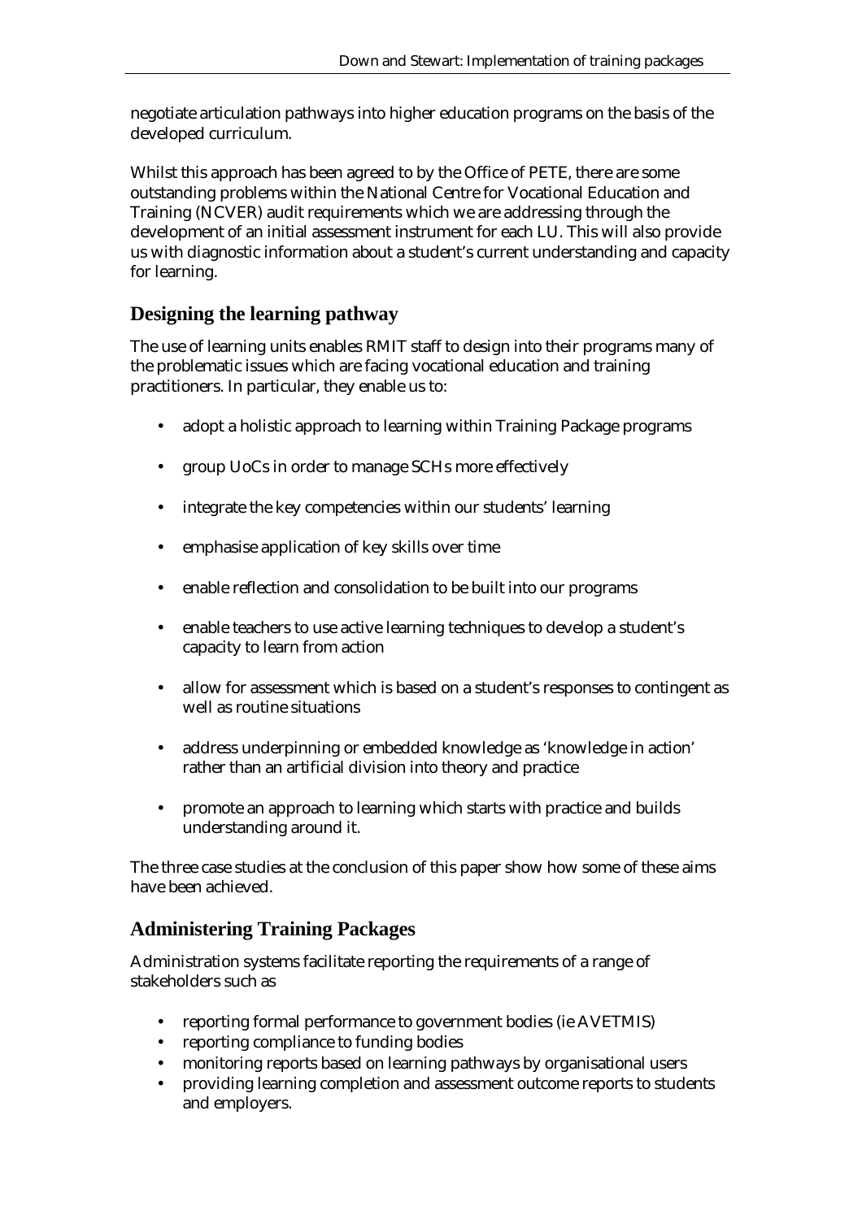negotiate articulation pathways into higher education programs on the basis of the developed curriculum.

Whilst this approach has been agreed to by the Office of PETE, there are some outstanding problems within the National Centre for Vocational Education and Training (NCVER) audit requirements which we are addressing through the development of an initial assessment instrument for each LU. This will also provide us with diagnostic information about a student's current understanding and capacity for learning.

## Designing the learning pathway

The use of learning units enables RMIT staff to design into their programs many of the problematic issues which are facing vocational education and training practitioners. In particular, they enable us to:

- adopt a holistic approach to learning within Training Package programs
- group UoCs in order to manage SCHs more effectively
- integrate the key competencies within our students' learning
- emphasise application of key skills over time
- enable reflection and consolidation to be built into our programs
- enable teachers to use active learning techniques to develop a student's capacity to learn from action
- allow for assessment which is based on a student's responses to contingent as well as routine situations
- address underpinning or embedded knowledge as 'knowledge in action' rather than an artificial division into theory and practice
- promote an approach to learning which starts with practice and builds understanding around it.

The three case studies at the conclusion of this paper show how some of these aims have been achieved.

## Administering Training Packages

Administration systems facilitate reporting the requirements of a range of stakeholders such as

- reporting formal performance to government bodies (ie AVETMIS)
- reporting compliance to funding bodies
- monitoring reports based on learning pathways by organisational users
- providing learning completion and assessment outcome reports to students and employers.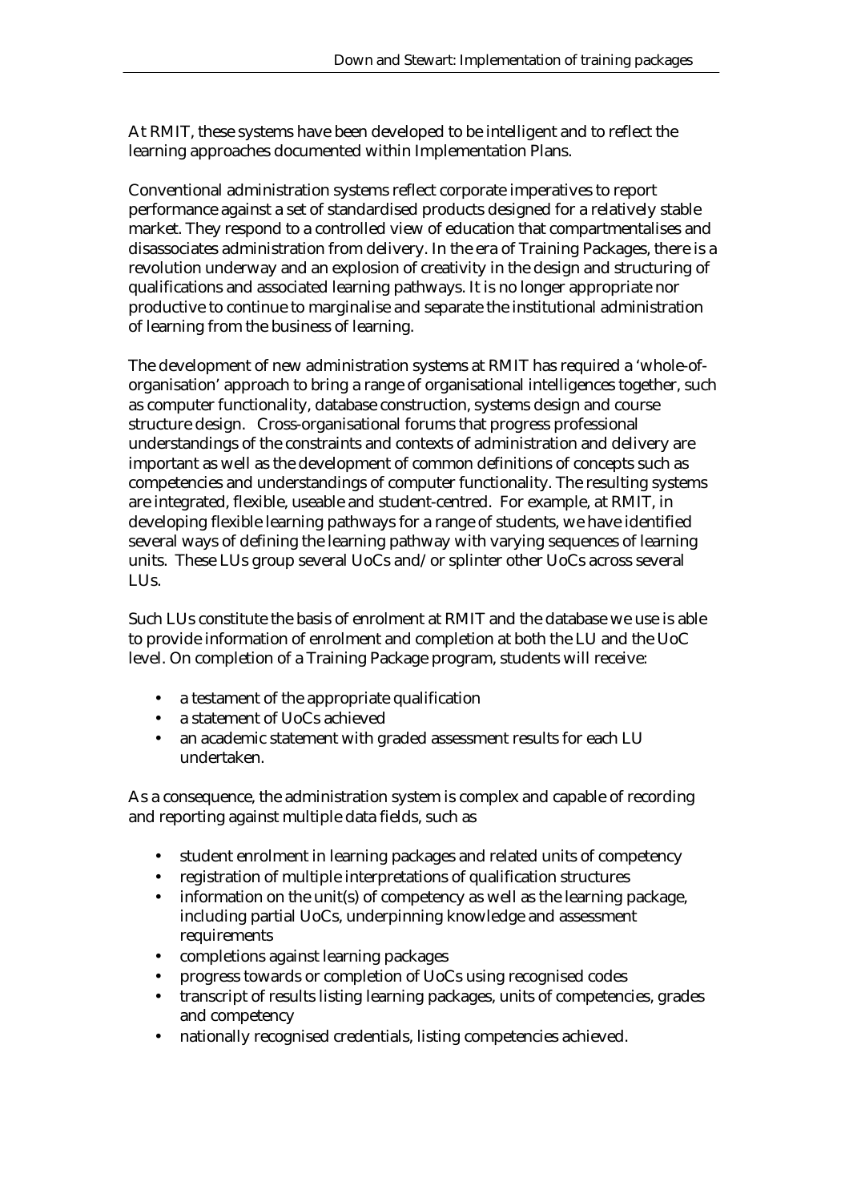At RMIT, these systems have been developed to be intelligent and to reflect the learning approaches documented within Implementation Plans.

Conventional administration systems reflect corporate imperatives to report performance against a set of standardised products designed for a relatively stable market. They respond to a controlled view of education that compartmentalises and disassociates administration from delivery. In the era of Training Packages, there is a revolution underway and an explosion of creativity in the design and structuring of qualifications and associated learning pathways. It is no longer appropriate nor productive to continue to marginalise and separate the institutional administration of learning from the business of learning.

The development of new administration systems at RMIT has required a 'whole-of-organisation' approach to bring a range of organisational intelligences together, such as computer functionality, database construction, systems design and course structure design. Cross-organisational forums that progress professional understandings of the constraints and contexts of administration and delivery are important as well as the development of common definitions of concepts such as competencies and understandings of computer functionality. The resulting systems are integrated, flexible, useable and student-centred. For example, at RMIT, in developing flexible learning pathways for a range of students, we have identified several ways of defining the learning pathway with varying sequences of learning units. These LUs group several UoCs and/or splinter other UoCs across several LUs.

Such LUs constitute the basis of enrolment at RMIT and the database we use is able to provide information of enrolment and completion at both the LU and the UoC level. On completion of a Training Package program, students will receive:

- a testament of the appropriate qualification
- a statement of UoCs achieved
- an academic statement with graded assessment results for each LU undertaken.

As a consequence, the administration system is complex and capable of recording and reporting against multiple data fields, such as

- student enrolment in learning packages and related units of competency
- registration of multiple interpretations of qualification structures
- information on the unit(s) of competency as well as the learning package, including partial UoCs, underpinning knowledge and assessment requirements
- completions against learning packages
- progress towards or completion of UoCs using recognised codes
- transcript of results listing learning packages, units of competencies, grades and competency
- nationally recognised credentials, listing competencies achieved.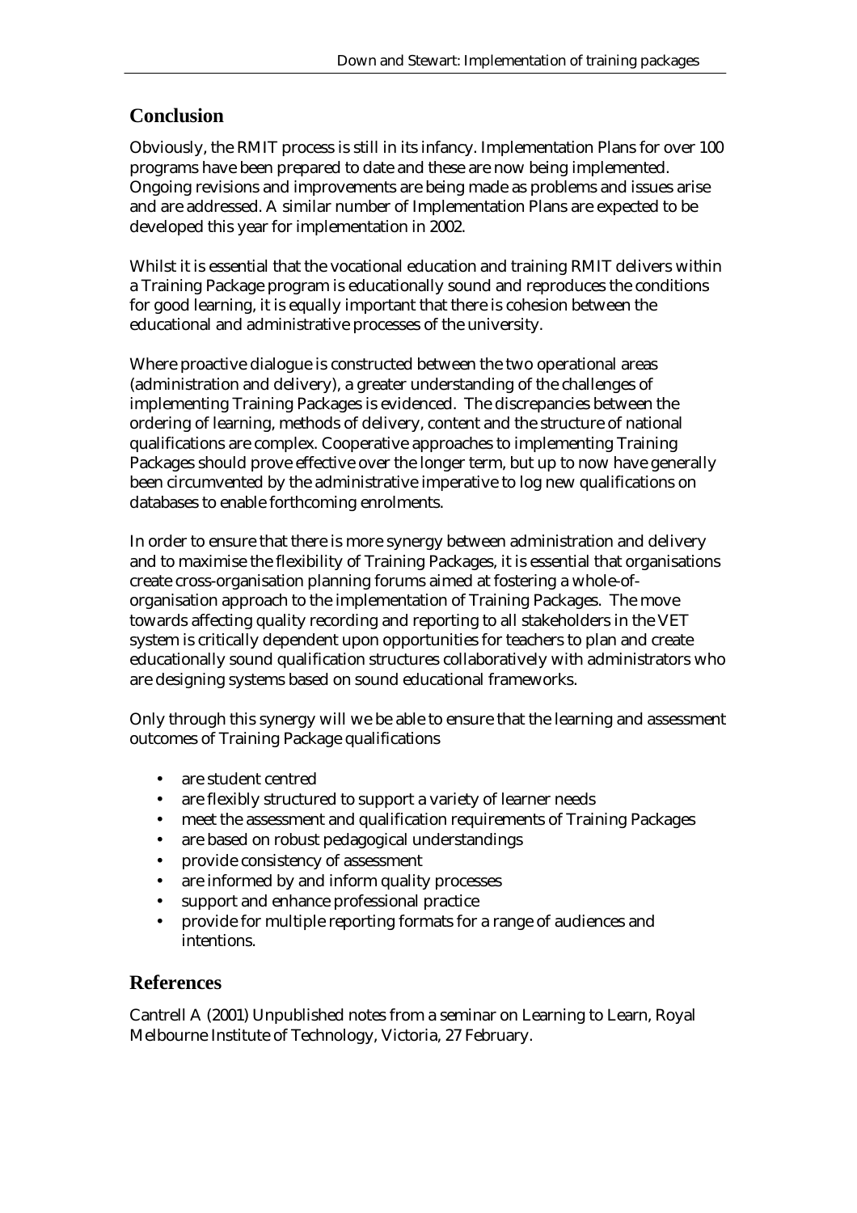## Conclusion

Obviously, the RMIT process is still in its infancy. Implementation Plans for over 100 programs have been prepared to date and these are now being implemented. Ongoing revisions and improvements are being made as problems and issues arise and are addressed. A similar number of Implementation Plans are expected to be developed this year for implementation in 2002.

Whilst it is essential that the vocational education and training RMIT delivers within a Training Package program is educationally sound and reproduces the conditions for good learning, it is equally important that there is cohesion between the educational and administrative processes of the university.

Where proactive dialogue is constructed between the two operational areas (administration and delivery), a greater understanding of the challenges of implementing Training Packages is evidenced. The discrepancies between the ordering of learning, methods of delivery, content and the structure of national qualifications are complex. Cooperative approaches to implementing Training Packages should prove effective over the longer term, but up to now have generally been circumvented by the administrative imperative to log new qualifications on databases to enable forthcoming enrolments.

In order to ensure that there is more synergy between administration and delivery and to maximise the flexibility of Training Packages, it is essential that organisations create cross-organisation planning forums aimed at fostering a whole-of-organisation approach to the implementation of Training Packages. The move towards affecting quality recording and reporting to all stakeholders in the VET system is critically dependent upon opportunities for teachers to plan and create educationally sound qualification structures collaboratively with administrators who are designing systems based on sound educational frameworks.

Only through this synergy will we be able to ensure that the learning and assessment outcomes of Training Package qualifications

- are student centred
- are flexibly structured to support a variety of learner needs
- meet the assessment and qualification requirements of Training Packages
- are based on robust pedagogical understandings
- provide consistency of assessment
- are informed by and inform quality processes
- support and enhance professional practice
- provide for multiple reporting formats for a range of audiences and intentions.

## References

Cantrell A (2001) Unpublished notes from a seminar on Learning to Learn, Royal Melbourne Institute of Technology, Victoria, 27 February.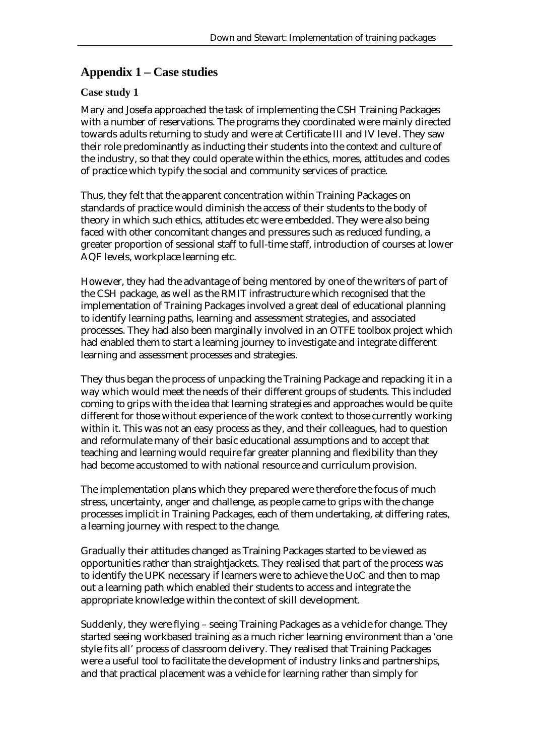# Appendix 1 – Case studies

### Case study 1

Mary and Josefa approached the task of implementing the CSH Training Packages with a number of reservations. The programs they coordinated were mainly directed towards adults returning to study and were at Certificate III and IV level. They saw their role predominantly as inducting their students into the context and culture of the industry, so that they could operate within the ethics, mores, attitudes and codes of practice which typify the social and community services of practice.

Thus, they felt that the apparent concentration within Training Packages on standards of practice would diminish the access of their students to the body of theory in which such ethics, attitudes etc were embedded. They were also being faced with other concomitant changes and pressures such as reduced funding, a greater proportion of sessional staff to full-time staff, introduction of courses at lower AQF levels, workplace learning etc.

However, they had the advantage of being mentored by one of the writers of part of the CSH package, as well as the RMIT infrastructure which recognised that the implementation of Training Packages involved a great deal of educational planning to identify learning paths, learning and assessment strategies, and associated processes. They had also been marginally involved in an OTFE toolbox project which had enabled them to start a learning journey to investigate and integrate different learning and assessment processes and strategies.

They thus began the process of unpacking the Training Package and repacking it in a way which would meet the needs of their different groups of students. This included coming to grips with the idea that learning strategies and approaches would be quite different for those without experience of the work context to those currently working within it. This was not an easy process as they, and their colleagues, had to question and reformulate many of their basic educational assumptions and to accept that teaching and learning would require far greater planning and flexibility than they had become accustomed to with national resource and curriculum provision.

The implementation plans which they prepared were therefore the focus of much stress, uncertainty, anger and challenge, as people came to grips with the change processes implicit in Training Packages, each of them undertaking, at differing rates, a learning journey with respect to the change.

Gradually their attitudes changed as Training Packages started to be viewed as opportunities rather than straightjackets. They realised that part of the process was to identify the UPK necessary if learners were to achieve the UoC and then to map out a learning path which enabled their students to access and integrate the appropriate knowledge within the context of skill development.

Suddenly, they were flying – seeing Training Packages as a vehicle for change. They started seeing workbased training as a much richer learning environment than a 'one style fits all' process of classroom delivery. They realised that Training Packages were a useful tool to facilitate the development of industry links and partnerships, and that practical placement was a vehicle for learning rather than simply for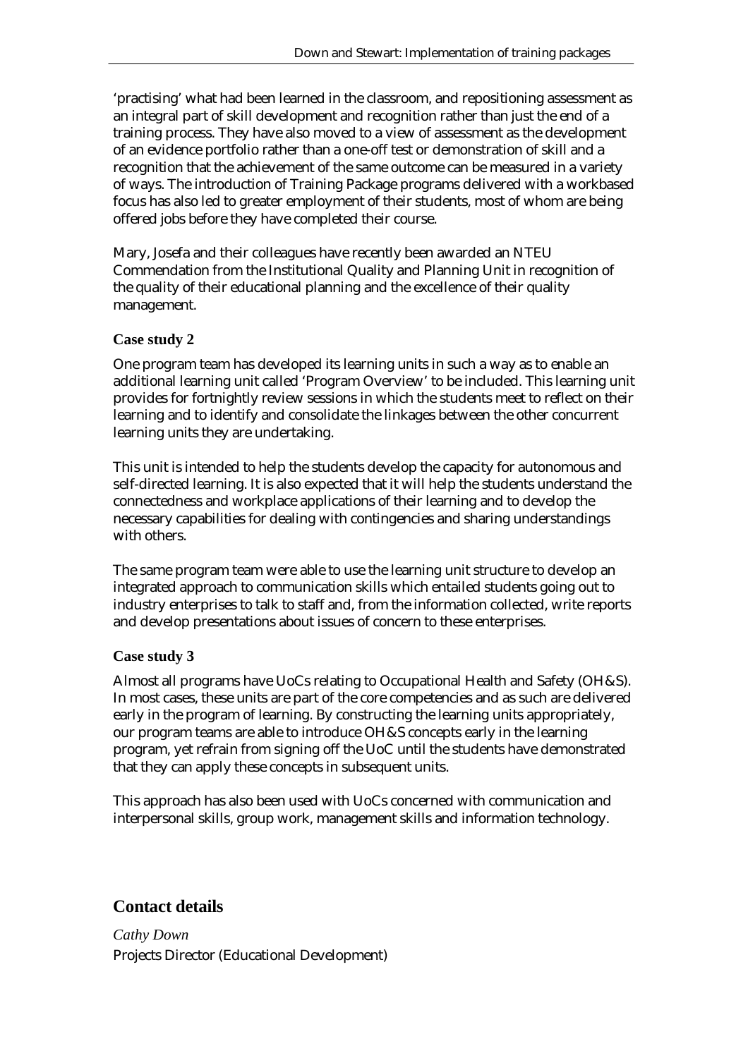'practising' what had been learned in the classroom, and repositioning assessment as an integral part of skill development and recognition rather than just the end of a training process. They have also moved to a view of assessment as the development of an evidence portfolio rather than a one-off test or demonstration of skill and a recognition that the achievement of the same outcome can be measured in a variety of ways. The introduction of Training Package programs delivered with a workbased focus has also led to greater employment of their students, most of whom are being offered jobs before they have completed their course.

Mary, Josefa and their colleagues have recently been awarded an NTEU Commendation from the Institutional Quality and Planning Unit in recognition of the quality of their educational planning and the excellence of their quality management.

### Case study 2

One program team has developed its learning units in such a way as to enable an additional learning unit called 'Program Overview' to be included. This learning unit provides for fortnightly review sessions in which the students meet to reflect on their learning and to identify and consolidate the linkages between the other concurrent learning units they are undertaking.

This unit is intended to help the students develop the capacity for autonomous and self-directed learning. It is also expected that it will help the students understand the connectedness and workplace applications of their learning and to develop the necessary capabilities for dealing with contingencies and sharing understandings with others.

The same program team were able to use the learning unit structure to develop an integrated approach to communication skills which entailed students going out to industry enterprises to talk to staff and, from the information collected, write reports and develop presentations about issues of concern to these enterprises.

### Case study 3

Almost all programs have UoCs relating to Occupational Health and Safety (OH&S). In most cases, these units are part of the core competencies and as such are delivered early in the program of learning. By constructing the learning units appropriately, our program teams are able to introduce OH&S concepts early in the learning program, yet refrain from signing off the UoC until the students have demonstrated that they can apply these concepts in subsequent units.

This approach has also been used with UoCs concerned with communication and interpersonal skills, group work, management skills and information technology.

## Contact details

*Cathy Down*
Projects Director (Educational Development)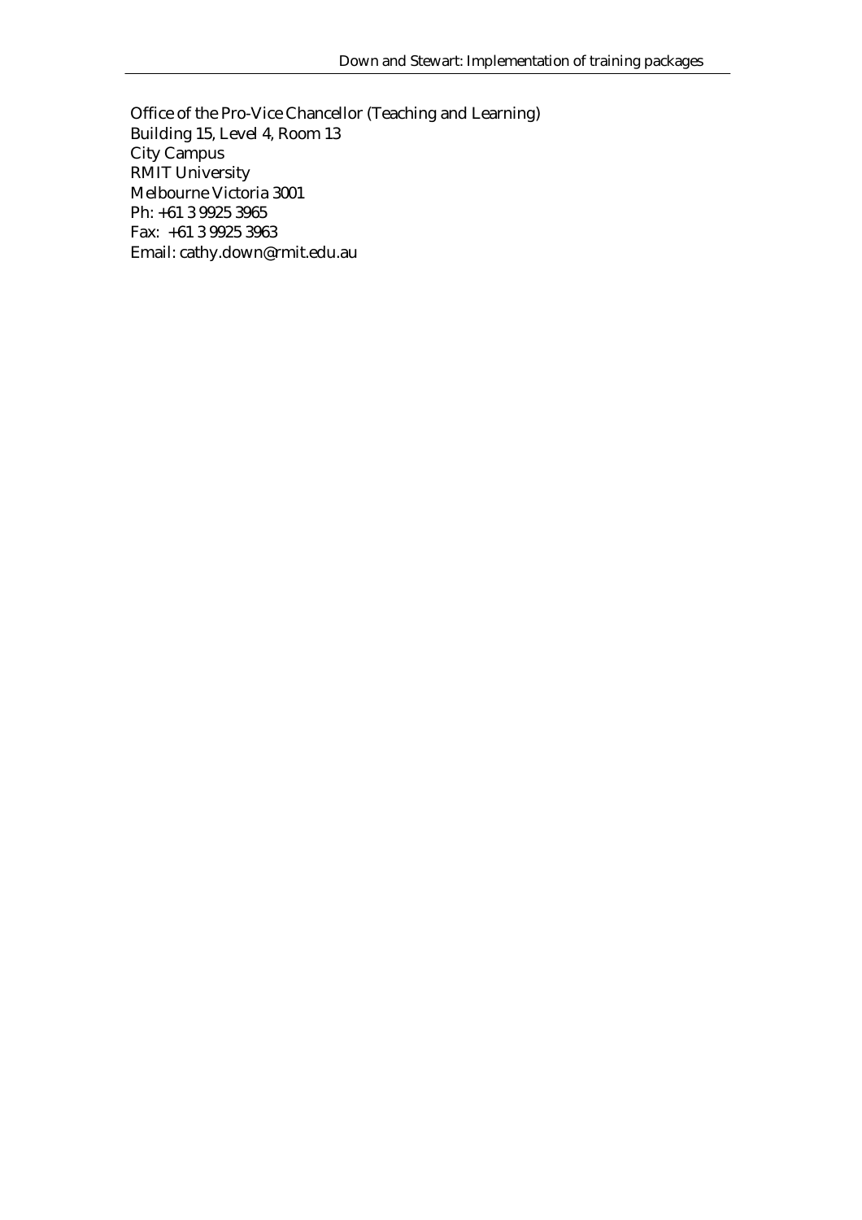Office of the Pro-Vice Chancellor (Teaching and Learning)
Building 15, Level 4, Room 13
City Campus
RMIT University
Melbourne Victoria 3001
Ph: +61 3 9925 3965
Fax: +61 3 9925 3963
Email: cathy.down@rmit.edu.au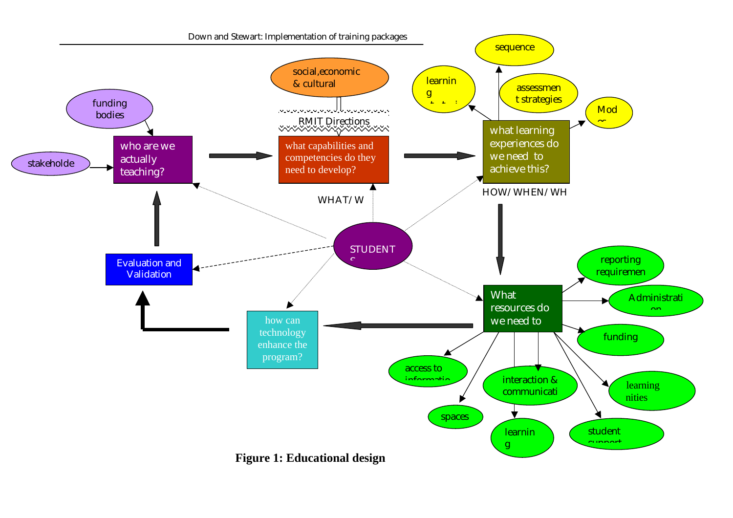funding bodies

stakeholde

who are we actually teaching?

social,economic & cultural

RMIT Directions

what capabilities and competencies do they need to develop?

WHAT/ W

sequence

learnin g

assessmen t strategies

Mod

what learning experiences do we need to achieve this?

HOW/ WHEN/ WH

STUDENT

Evaluation and Validation

how can technology enhance the program?

What resources do we need to

reporting requiremen

Administrati

funding

access to

interaction & communicati

learning nities

spaces

learnin g

student

**Figure 1: Educational design**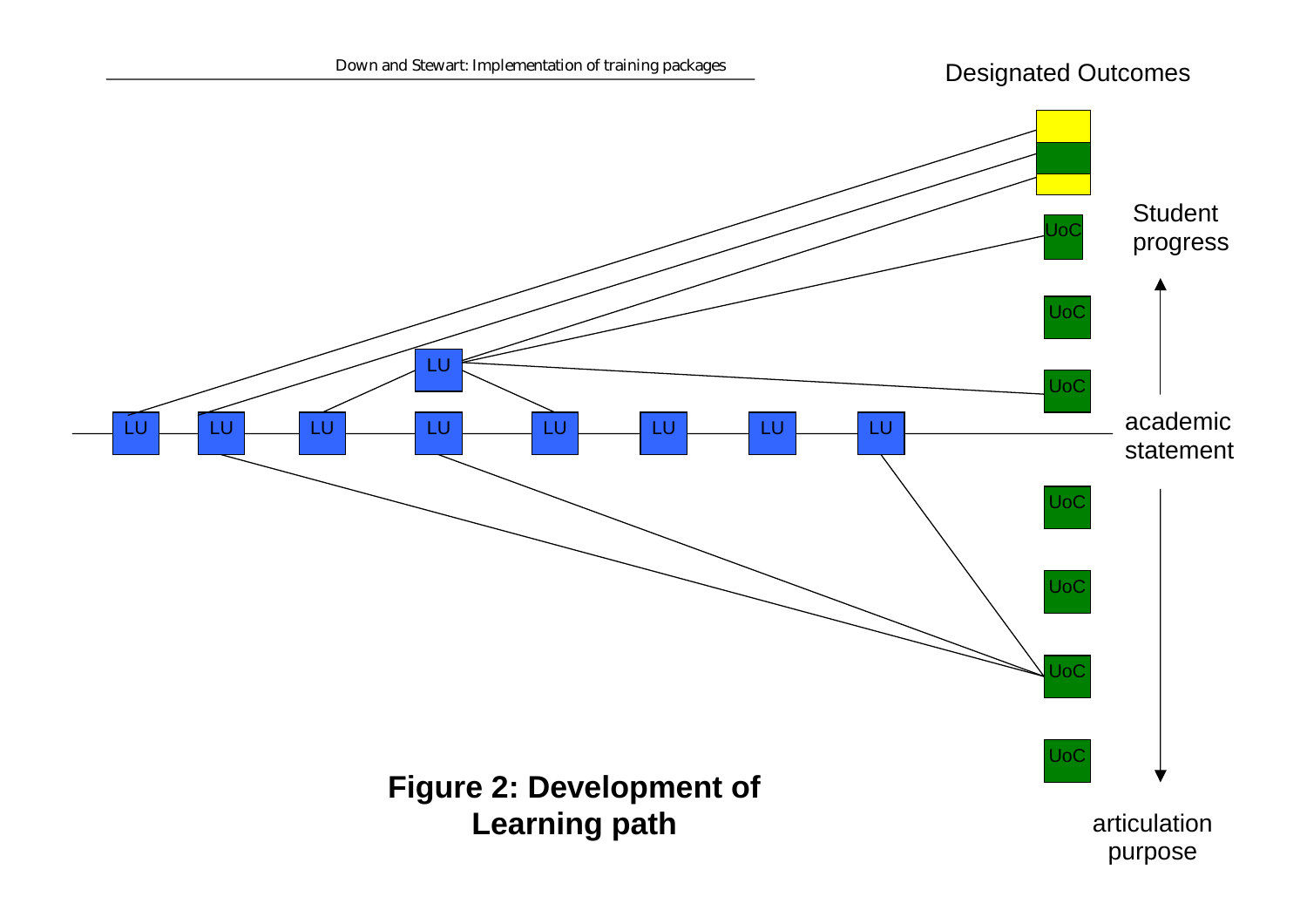Designated Outcomes

UoC

UoC

UoC

Student progress

LU

LU LU LU LU LU LU LU LU

academic statement

UoC

UoC

UoC

UoC

articulation purpose

**Figure 2: Development of Learning path**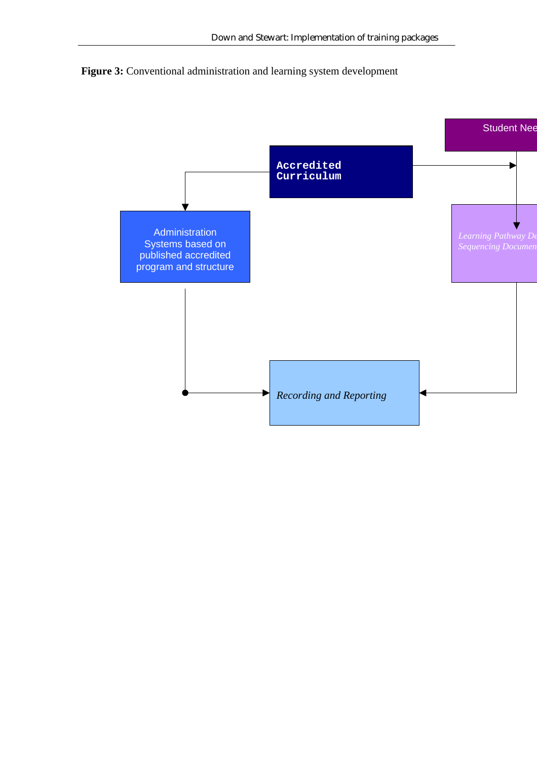**Figure 3:** Conventional administration and learning system development

Student Nee

Accredited Curriculum

Administration Systems based on published accredited program and structure

Learning Pathway De
Sequencing Documen

Recording and Reporting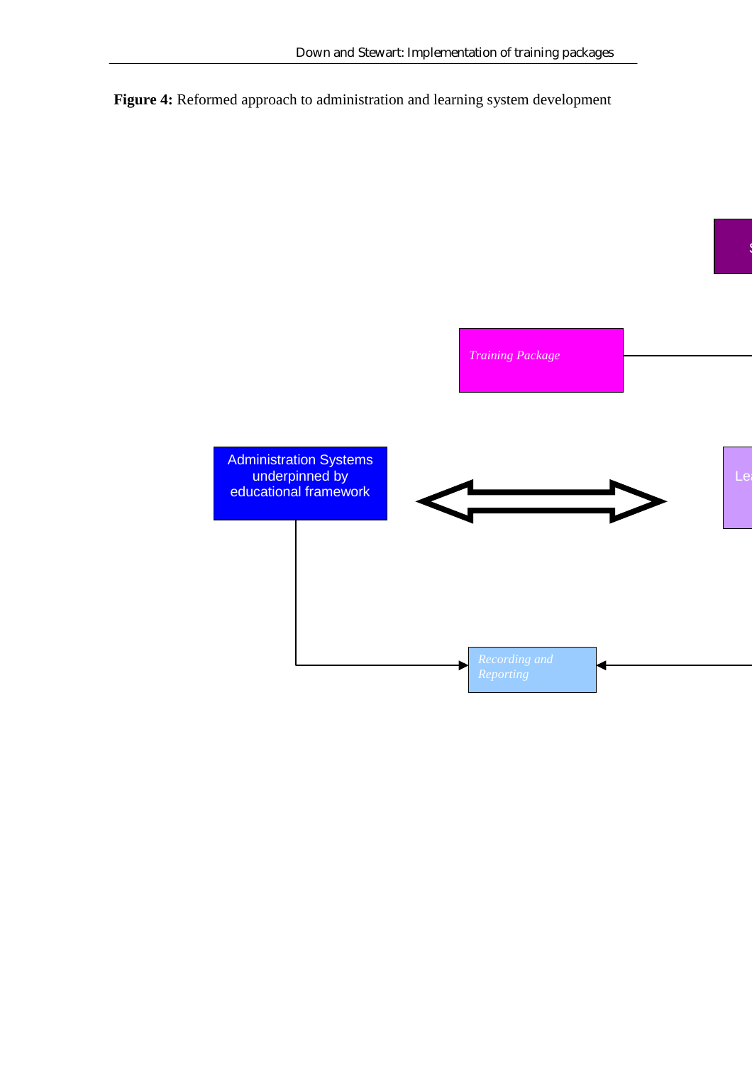**Figure 4:** Reformed approach to administration and learning system development

*Training Package*

Administration Systems underpinned by educational framework

*Recording and Reporting*